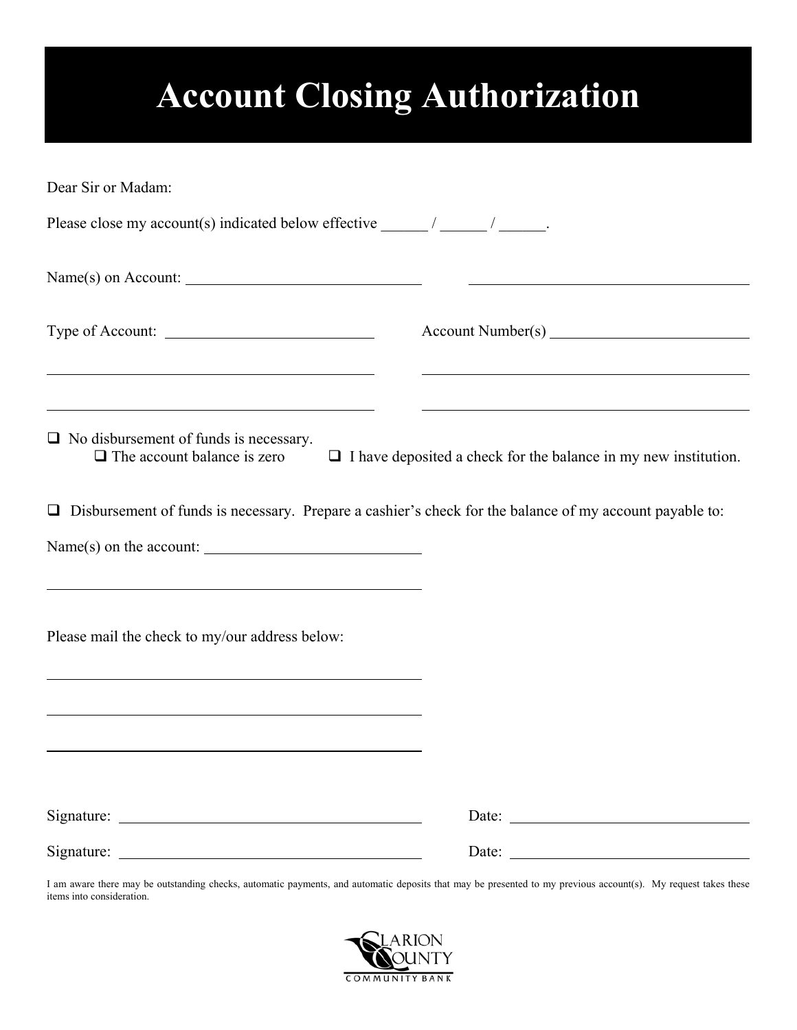# Account Closing Authorization

Dear Sir or Madam:

Please close my account(s) indicated below effective ______ / ______ / ______.

Name(s) on Account: ______________________________ ______________________________

Type of Account: ______________________________ Account Number(s) ______________________________

______________________________ ______________________________

______________________________ ______________________________

- [ ] No disbursement of funds is necessary.
  - [ ] The account balance is zero
  - [ ] I have deposited a check for the balance in my new institution.

- [ ] Disbursement of funds is necessary. Prepare a cashier's check for the balance of my account payable to:

Name(s) on the account: ______________________________

______________________________

Please mail the check to my/our address below:

______________________________

______________________________

______________________________

Signature: ______________________________ Date: ______________________________

Signature: ______________________________ Date: ______________________________

I am aware there may be outstanding checks, automatic payments, and automatic deposits that may be presented to my previous account(s). My request takes these items into consideration.

Clarion County Community Bank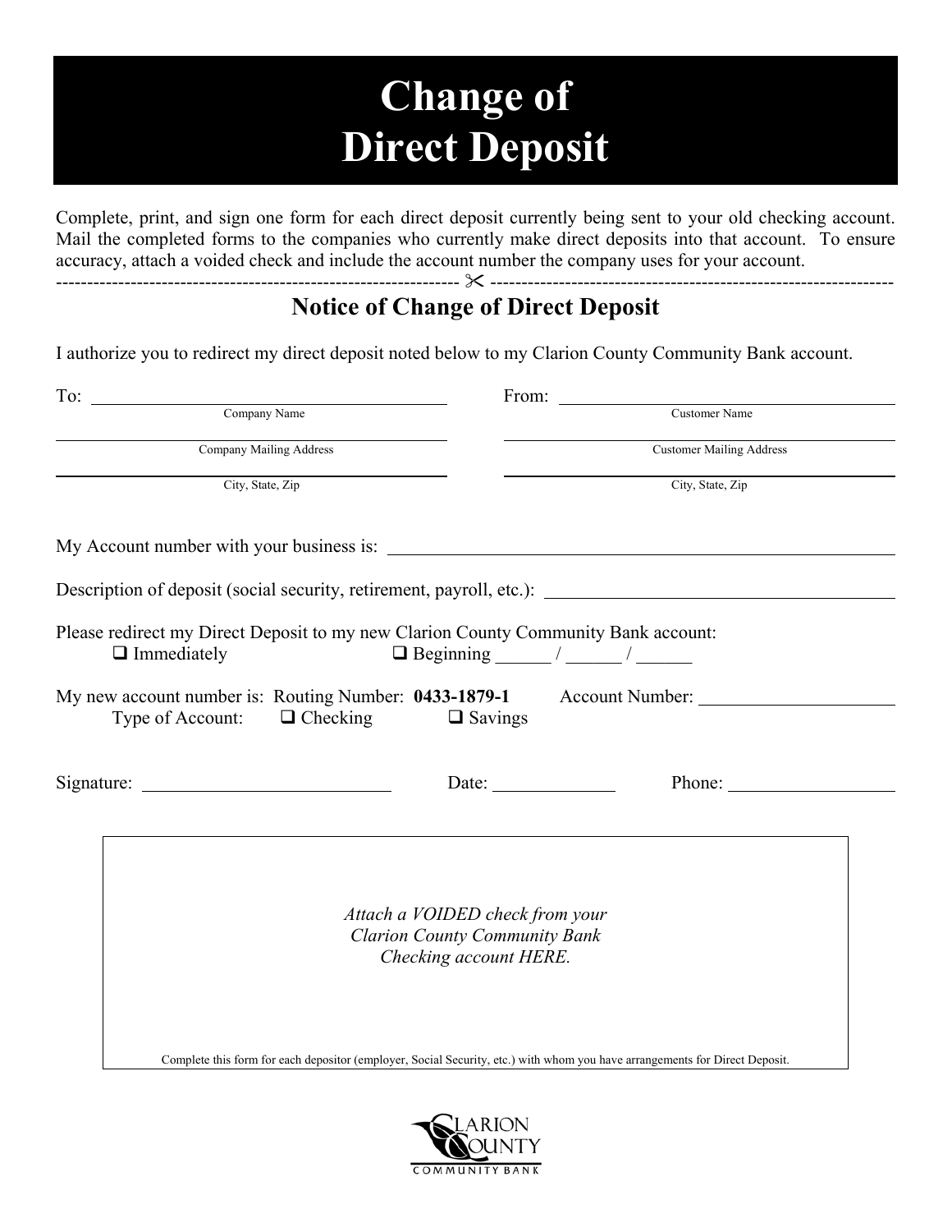# Change of Direct Deposit

Complete, print, and sign one form for each direct deposit currently being sent to your old checking account. Mail the completed forms to the companies who currently make direct deposits into that account. To ensure accuracy, attach a voided check and include the account number the company uses for your account.

------------------------------------------------------------------ ✂ ------------------------------------------------------------------

## Notice of Change of Direct Deposit

I authorize you to redirect my direct deposit noted below to my Clarion County Community Bank account.

To: ______________________________
Company Name

______________________________
Company Mailing Address

______________________________
City, State, Zip

From: ______________________________
Customer Name

______________________________
Customer Mailing Address

______________________________
City, State, Zip

My Account number with your business is: ______________________________

Description of deposit (social security, retirement, payroll, etc.): ______________________________

Please redirect my Direct Deposit to my new Clarion County Community Bank account:

❑ Immediately ❑ Beginning ______ / ______ / ______

My new account number is: Routing Number: **0433-1879-1** Account Number: ______________________

Type of Account: ❑ Checking ❑ Savings

Signature: ___________________________ Date: _____________ Phone: __________________

*Attach a VOIDED check from your*
*Clarion County Community Bank*
*Checking account HERE.*

Complete this form for each depositor (employer, Social Security, etc.) with whom you have arrangements for Direct Deposit.

CLARION COUNTY COMMUNITY BANK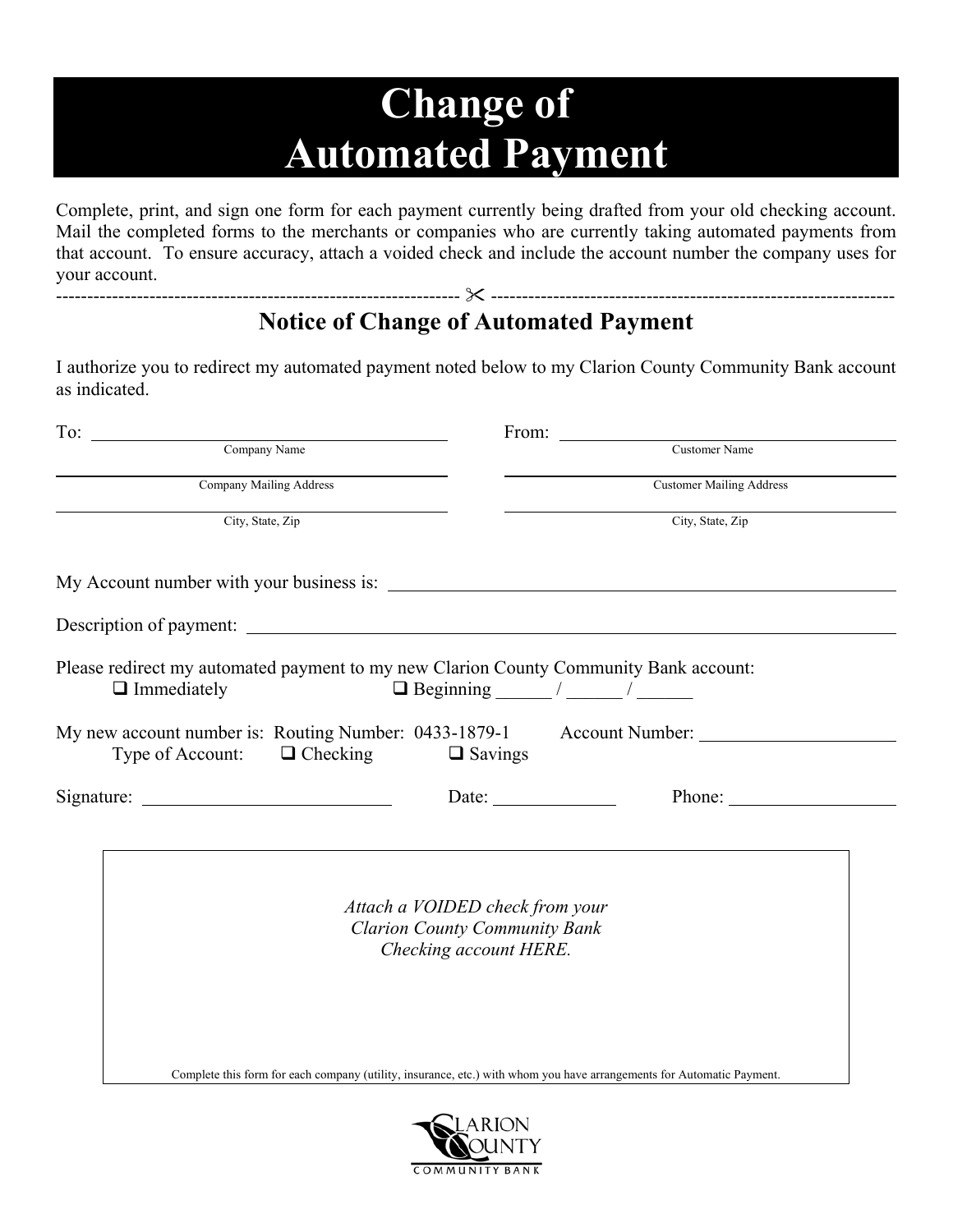# Change of Automated Payment

Complete, print, and sign one form for each payment currently being drafted from your old checking account. Mail the completed forms to the merchants or companies who are currently taking automated payments from that account. To ensure accuracy, attach a voided check and include the account number the company uses for your account.

----------------------------------------------------------------- ✂ -----------------------------------------------------------------

## Notice of Change of Automated Payment

I authorize you to redirect my automated payment noted below to my Clarion County Community Bank account as indicated.

To: ______________________________
Company Name

______________________________
Company Mailing Address

______________________________
City, State, Zip

From: ______________________________
Customer Name

______________________________
Customer Mailing Address

______________________________
City, State, Zip

My Account number with your business is: ______________________________

Description of payment: ______________________________

Please redirect my automated payment to my new Clarion County Community Bank account:

❑ Immediately    ❑ Beginning ______ / ______ / ______

My new account number is: Routing Number: 0433-1879-1    Account Number: ______________________

Type of Account: ❑ Checking    ❑ Savings

Signature: ____________________________    Date: ______________    Phone: ____________________

*Attach a VOIDED check from your Clarion County Community Bank Checking account HERE.*

Complete this form for each company (utility, insurance, etc.) with whom you have arrangements for Automatic Payment.

Clarion County Community Bank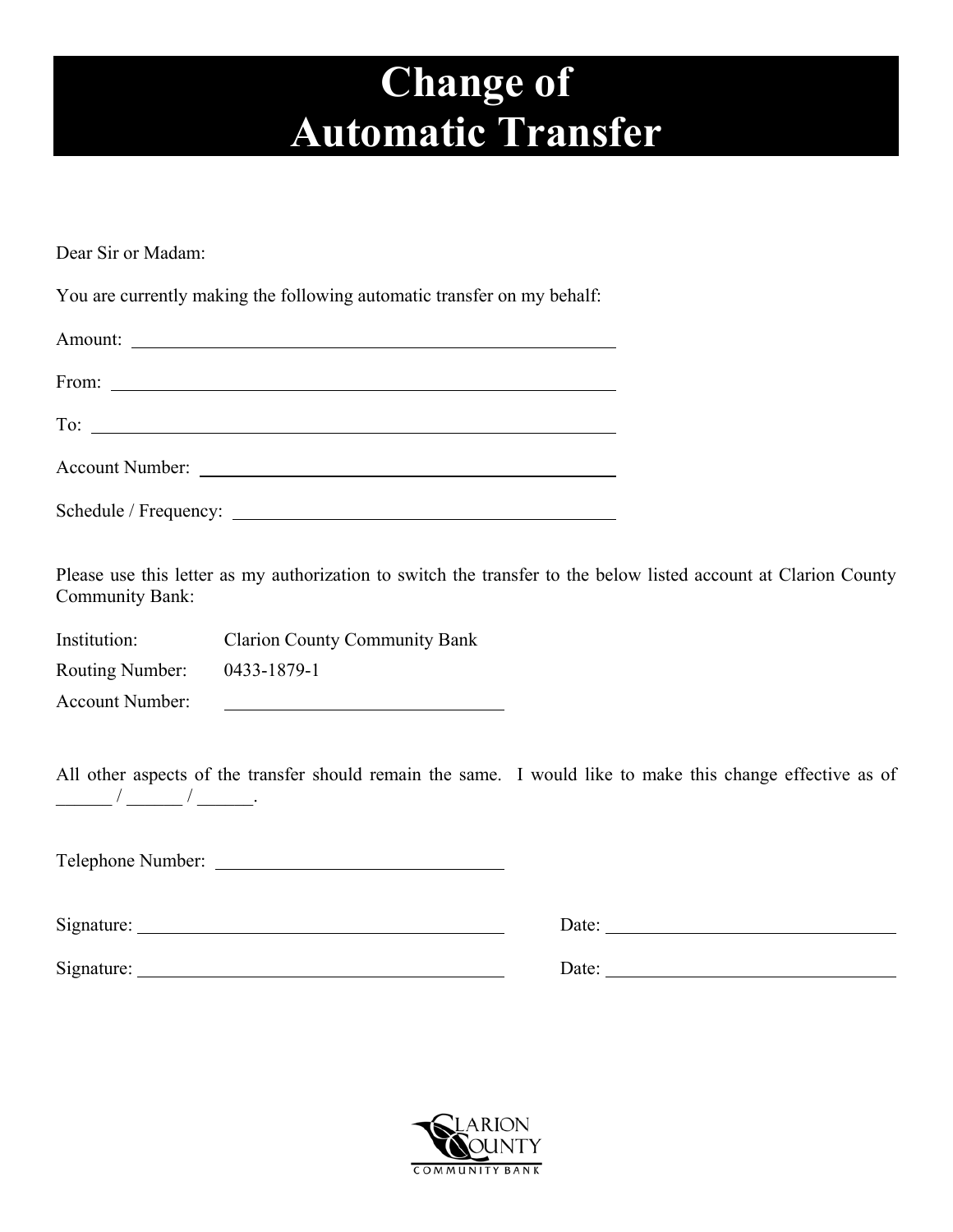# Change of Automatic Transfer

Dear Sir or Madam:

You are currently making the following automatic transfer on my behalf:

Amount: ____________________________________________

From: ____________________________________________

To: ____________________________________________

Account Number: ____________________________________________

Schedule / Frequency: ____________________________________________

Please use this letter as my authorization to switch the transfer to the below listed account at Clarion County Community Bank:

| | |
|---|---|
| Institution: | Clarion County Community Bank |
| Routing Number: | 0433-1879-1 |
| Account Number: | ______________________________ |

All other aspects of the transfer should remain the same. I would like to make this change effective as of ______ / ______ / ______.

Telephone Number: ______________________________

Signature: ________________________________________ Date: ______________________________

Signature: ________________________________________ Date: ______________________________

CLARION COUNTY COMMUNITY BANK